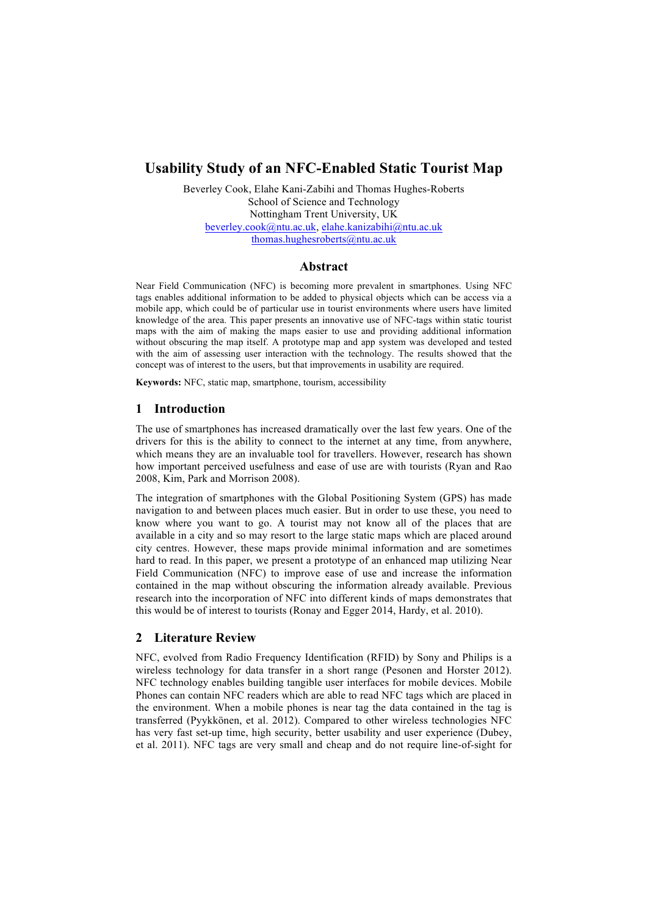# Usability Study of an NFC-Enabled Static Tourist Map

Beverley Cook, Elahe Kani-Zabihi and Thomas Hughes-Roberts
School of Science and Technology
Nottingham Trent University, UK
beverley.cook@ntu.ac.uk, elahe.kanizabihi@ntu.ac.uk
thomas.hughesroberts@ntu.ac.uk

## Abstract

Near Field Communication (NFC) is becoming more prevalent in smartphones. Using NFC tags enables additional information to be added to physical objects which can be access via a mobile app, which could be of particular use in tourist environments where users have limited knowledge of the area. This paper presents an innovative use of NFC-tags within static tourist maps with the aim of making the maps easier to use and providing additional information without obscuring the map itself. A prototype map and app system was developed and tested with the aim of assessing user interaction with the technology. The results showed that the concept was of interest to the users, but that improvements in usability are required.

**Keywords:** NFC, static map, smartphone, tourism, accessibility

## 1 Introduction

The use of smartphones has increased dramatically over the last few years. One of the drivers for this is the ability to connect to the internet at any time, from anywhere, which means they are an invaluable tool for travellers. However, research has shown how important perceived usefulness and ease of use are with tourists (Ryan and Rao 2008, Kim, Park and Morrison 2008).

The integration of smartphones with the Global Positioning System (GPS) has made navigation to and between places much easier. But in order to use these, you need to know where you want to go. A tourist may not know all of the places that are available in a city and so may resort to the large static maps which are placed around city centres. However, these maps provide minimal information and are sometimes hard to read. In this paper, we present a prototype of an enhanced map utilizing Near Field Communication (NFC) to improve ease of use and increase the information contained in the map without obscuring the information already available. Previous research into the incorporation of NFC into different kinds of maps demonstrates that this would be of interest to tourists (Ronay and Egger 2014, Hardy, et al. 2010).

## 2 Literature Review

NFC, evolved from Radio Frequency Identification (RFID) by Sony and Philips is a wireless technology for data transfer in a short range (Pesonen and Horster 2012). NFC technology enables building tangible user interfaces for mobile devices. Mobile Phones can contain NFC readers which are able to read NFC tags which are placed in the environment. When a mobile phones is near tag the data contained in the tag is transferred (Pyykkönen, et al. 2012). Compared to other wireless technologies NFC has very fast set-up time, high security, better usability and user experience (Dubey, et al. 2011). NFC tags are very small and cheap and do not require line-of-sight for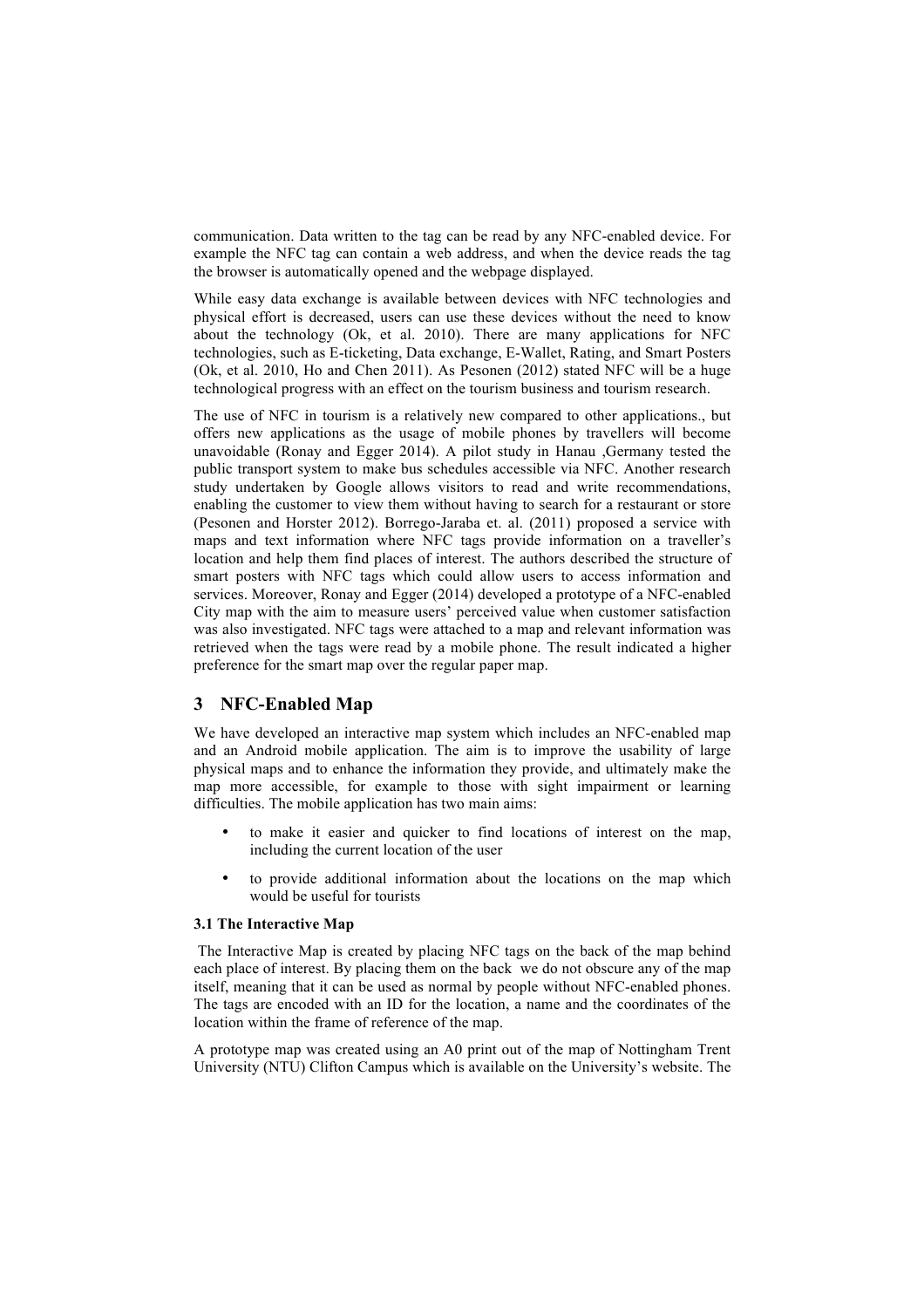communication. Data written to the tag can be read by any NFC-enabled device. For example the NFC tag can contain a web address, and when the device reads the tag the browser is automatically opened and the webpage displayed.

While easy data exchange is available between devices with NFC technologies and physical effort is decreased, users can use these devices without the need to know about the technology (Ok, et al. 2010). There are many applications for NFC technologies, such as E-ticketing, Data exchange, E-Wallet, Rating, and Smart Posters (Ok, et al. 2010, Ho and Chen 2011). As Pesonen (2012) stated NFC will be a huge technological progress with an effect on the tourism business and tourism research.

The use of NFC in tourism is a relatively new compared to other applications., but offers new applications as the usage of mobile phones by travellers will become unavoidable (Ronay and Egger 2014). A pilot study in Hanau ,Germany tested the public transport system to make bus schedules accessible via NFC. Another research study undertaken by Google allows visitors to read and write recommendations, enabling the customer to view them without having to search for a restaurant or store (Pesonen and Horster 2012). Borrego-Jaraba et. al. (2011) proposed a service with maps and text information where NFC tags provide information on a traveller's location and help them find places of interest. The authors described the structure of smart posters with NFC tags which could allow users to access information and services. Moreover, Ronay and Egger (2014) developed a prototype of a NFC-enabled City map with the aim to measure users' perceived value when customer satisfaction was also investigated. NFC tags were attached to a map and relevant information was retrieved when the tags were read by a mobile phone. The result indicated a higher preference for the smart map over the regular paper map.

## 3 NFC-Enabled Map

We have developed an interactive map system which includes an NFC-enabled map and an Android mobile application. The aim is to improve the usability of large physical maps and to enhance the information they provide, and ultimately make the map more accessible, for example to those with sight impairment or learning difficulties. The mobile application has two main aims:

- to make it easier and quicker to find locations of interest on the map, including the current location of the user
- to provide additional information about the locations on the map which would be useful for tourists

### 3.1 The Interactive Map

The Interactive Map is created by placing NFC tags on the back of the map behind each place of interest. By placing them on the back we do not obscure any of the map itself, meaning that it can be used as normal by people without NFC-enabled phones. The tags are encoded with an ID for the location, a name and the coordinates of the location within the frame of reference of the map.

A prototype map was created using an A0 print out of the map of Nottingham Trent University (NTU) Clifton Campus which is available on the University's website. The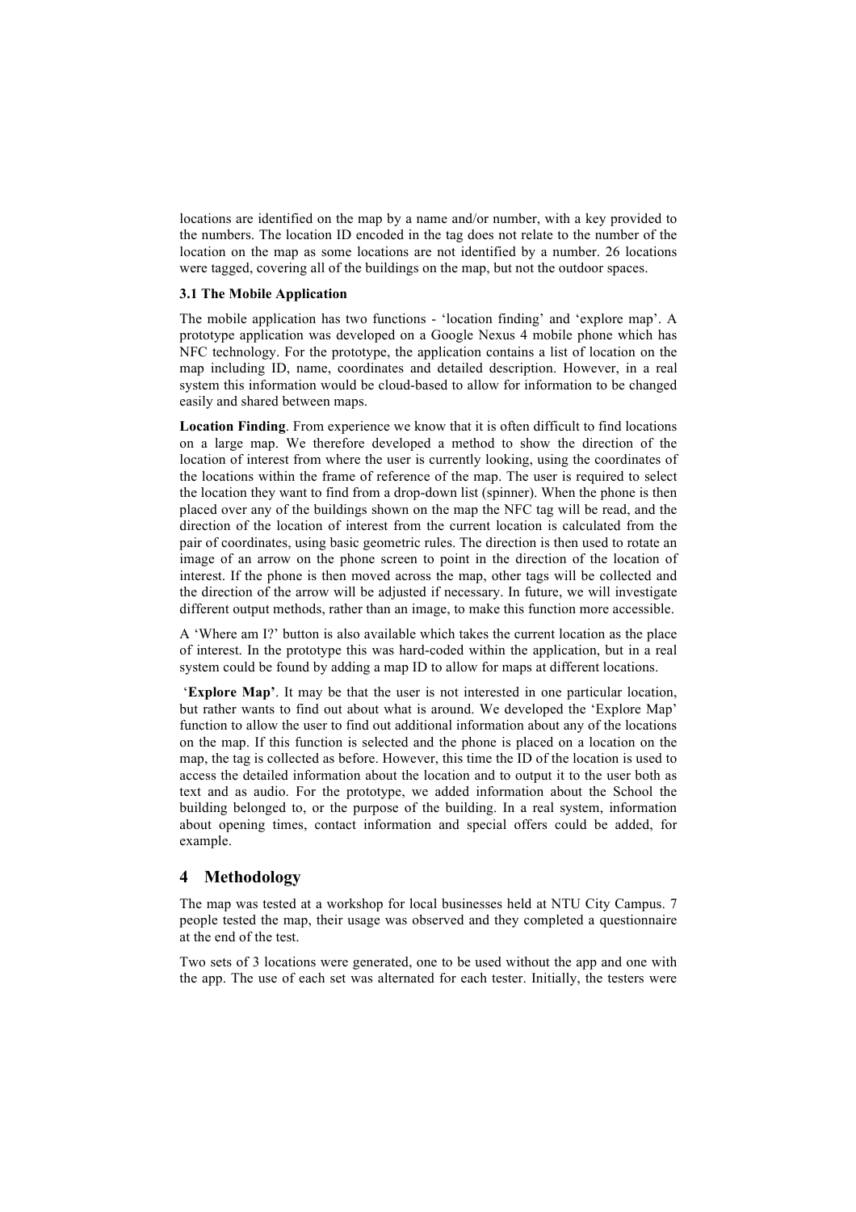locations are identified on the map by a name and/or number, with a key provided to the numbers. The location ID encoded in the tag does not relate to the number of the location on the map as some locations are not identified by a number. 26 locations were tagged, covering all of the buildings on the map, but not the outdoor spaces.

### 3.1 The Mobile Application

The mobile application has two functions - 'location finding' and 'explore map'. A prototype application was developed on a Google Nexus 4 mobile phone which has NFC technology. For the prototype, the application contains a list of location on the map including ID, name, coordinates and detailed description. However, in a real system this information would be cloud-based to allow for information to be changed easily and shared between maps.

**Location Finding**. From experience we know that it is often difficult to find locations on a large map. We therefore developed a method to show the direction of the location of interest from where the user is currently looking, using the coordinates of the locations within the frame of reference of the map. The user is required to select the location they want to find from a drop-down list (spinner). When the phone is then placed over any of the buildings shown on the map the NFC tag will be read, and the direction of the location of interest from the current location is calculated from the pair of coordinates, using basic geometric rules. The direction is then used to rotate an image of an arrow on the phone screen to point in the direction of the location of interest. If the phone is then moved across the map, other tags will be collected and the direction of the arrow will be adjusted if necessary. In future, we will investigate different output methods, rather than an image, to make this function more accessible.

A 'Where am I?' button is also available which takes the current location as the place of interest. In the prototype this was hard-coded within the application, but in a real system could be found by adding a map ID to allow for maps at different locations.

'**Explore Map**'. It may be that the user is not interested in one particular location, but rather wants to find out about what is around. We developed the 'Explore Map' function to allow the user to find out additional information about any of the locations on the map. If this function is selected and the phone is placed on a location on the map, the tag is collected as before. However, this time the ID of the location is used to access the detailed information about the location and to output it to the user both as text and as audio. For the prototype, we added information about the School the building belonged to, or the purpose of the building. In a real system, information about opening times, contact information and special offers could be added, for example.

## 4 Methodology

The map was tested at a workshop for local businesses held at NTU City Campus. 7 people tested the map, their usage was observed and they completed a questionnaire at the end of the test.

Two sets of 3 locations were generated, one to be used without the app and one with the app. The use of each set was alternated for each tester. Initially, the testers were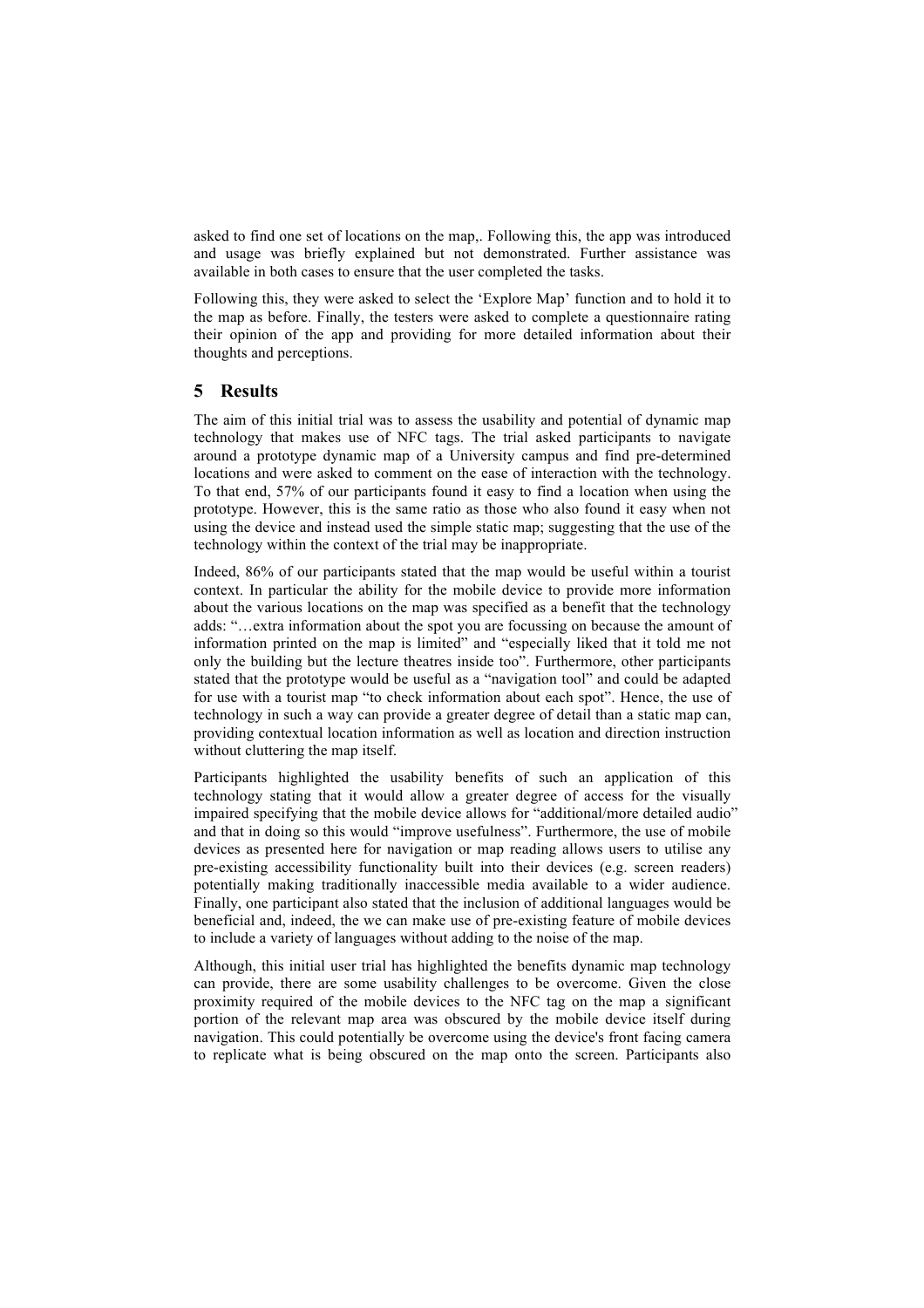asked to find one set of locations on the map,. Following this, the app was introduced and usage was briefly explained but not demonstrated. Further assistance was available in both cases to ensure that the user completed the tasks.

Following this, they were asked to select the 'Explore Map' function and to hold it to the map as before. Finally, the testers were asked to complete a questionnaire rating their opinion of the app and providing for more detailed information about their thoughts and perceptions.

## 5 Results

The aim of this initial trial was to assess the usability and potential of dynamic map technology that makes use of NFC tags. The trial asked participants to navigate around a prototype dynamic map of a University campus and find pre-determined locations and were asked to comment on the ease of interaction with the technology. To that end, 57% of our participants found it easy to find a location when using the prototype. However, this is the same ratio as those who also found it easy when not using the device and instead used the simple static map; suggesting that the use of the technology within the context of the trial may be inappropriate.

Indeed, 86% of our participants stated that the map would be useful within a tourist context. In particular the ability for the mobile device to provide more information about the various locations on the map was specified as a benefit that the technology adds: "…extra information about the spot you are focussing on because the amount of information printed on the map is limited" and "especially liked that it told me not only the building but the lecture theatres inside too". Furthermore, other participants stated that the prototype would be useful as a "navigation tool" and could be adapted for use with a tourist map "to check information about each spot". Hence, the use of technology in such a way can provide a greater degree of detail than a static map can, providing contextual location information as well as location and direction instruction without cluttering the map itself.

Participants highlighted the usability benefits of such an application of this technology stating that it would allow a greater degree of access for the visually impaired specifying that the mobile device allows for "additional/more detailed audio" and that in doing so this would "improve usefulness". Furthermore, the use of mobile devices as presented here for navigation or map reading allows users to utilise any pre-existing accessibility functionality built into their devices (e.g. screen readers) potentially making traditionally inaccessible media available to a wider audience. Finally, one participant also stated that the inclusion of additional languages would be beneficial and, indeed, the we can make use of pre-existing feature of mobile devices to include a variety of languages without adding to the noise of the map.

Although, this initial user trial has highlighted the benefits dynamic map technology can provide, there are some usability challenges to be overcome. Given the close proximity required of the mobile devices to the NFC tag on the map a significant portion of the relevant map area was obscured by the mobile device itself during navigation. This could potentially be overcome using the device's front facing camera to replicate what is being obscured on the map onto the screen. Participants also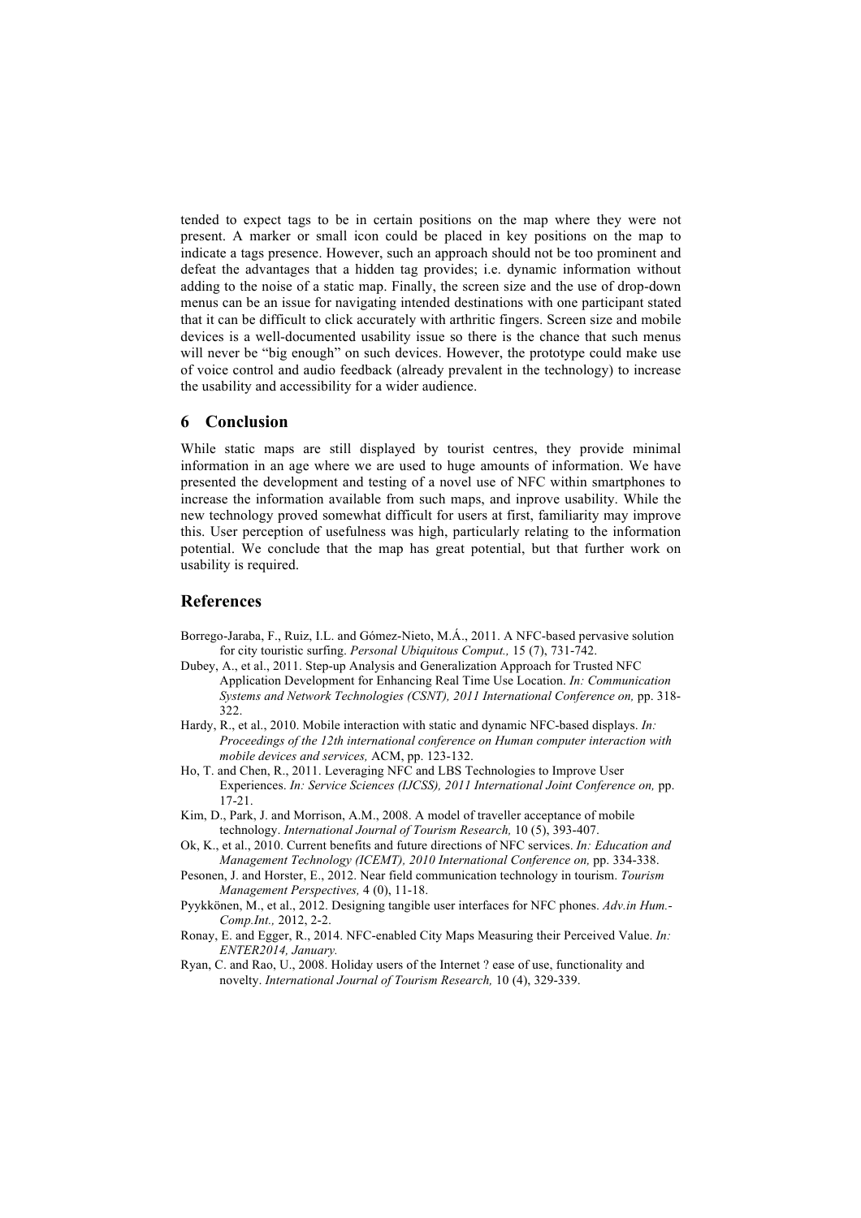tended to expect tags to be in certain positions on the map where they were not present. A marker or small icon could be placed in key positions on the map to indicate a tags presence. However, such an approach should not be too prominent and defeat the advantages that a hidden tag provides; i.e. dynamic information without adding to the noise of a static map. Finally, the screen size and the use of drop-down menus can be an issue for navigating intended destinations with one participant stated that it can be difficult to click accurately with arthritic fingers. Screen size and mobile devices is a well-documented usability issue so there is the chance that such menus will never be "big enough" on such devices. However, the prototype could make use of voice control and audio feedback (already prevalent in the technology) to increase the usability and accessibility for a wider audience.

## 6 Conclusion

While static maps are still displayed by tourist centres, they provide minimal information in an age where we are used to huge amounts of information. We have presented the development and testing of a novel use of NFC within smartphones to increase the information available from such maps, and inprove usability. While the new technology proved somewhat difficult for users at first, familiarity may improve this. User perception of usefulness was high, particularly relating to the information potential. We conclude that the map has great potential, but that further work on usability is required.

## References

Borrego-Jaraba, F., Ruiz, I.L. and Gómez-Nieto, M.Á., 2011. A NFC-based pervasive solution for city touristic surfing. *Personal Ubiquitous Comput.,* 15 (7), 731-742.

Dubey, A., et al., 2011. Step-up Analysis and Generalization Approach for Trusted NFC Application Development for Enhancing Real Time Use Location. *In: Communication Systems and Network Technologies (CSNT), 2011 International Conference on,* pp. 318-322.

Hardy, R., et al., 2010. Mobile interaction with static and dynamic NFC-based displays. *In: Proceedings of the 12th international conference on Human computer interaction with mobile devices and services,* ACM, pp. 123-132.

Ho, T. and Chen, R., 2011. Leveraging NFC and LBS Technologies to Improve User Experiences. *In: Service Sciences (IJCSS), 2011 International Joint Conference on,* pp. 17-21.

Kim, D., Park, J. and Morrison, A.M., 2008. A model of traveller acceptance of mobile technology. *International Journal of Tourism Research,* 10 (5), 393-407.

Ok, K., et al., 2010. Current benefits and future directions of NFC services. *In: Education and Management Technology (ICEMT), 2010 International Conference on,* pp. 334-338.

Pesonen, J. and Horster, E., 2012. Near field communication technology in tourism. *Tourism Management Perspectives,* 4 (0), 11-18.

Pyykkönen, M., et al., 2012. Designing tangible user interfaces for NFC phones. *Adv.in Hum.-Comp.Int.,* 2012, 2-2.

Ronay, E. and Egger, R., 2014. NFC-enabled City Maps Measuring their Perceived Value. *In: ENTER2014, January.*

Ryan, C. and Rao, U., 2008. Holiday users of the Internet ? ease of use, functionality and novelty. *International Journal of Tourism Research,* 10 (4), 329-339.